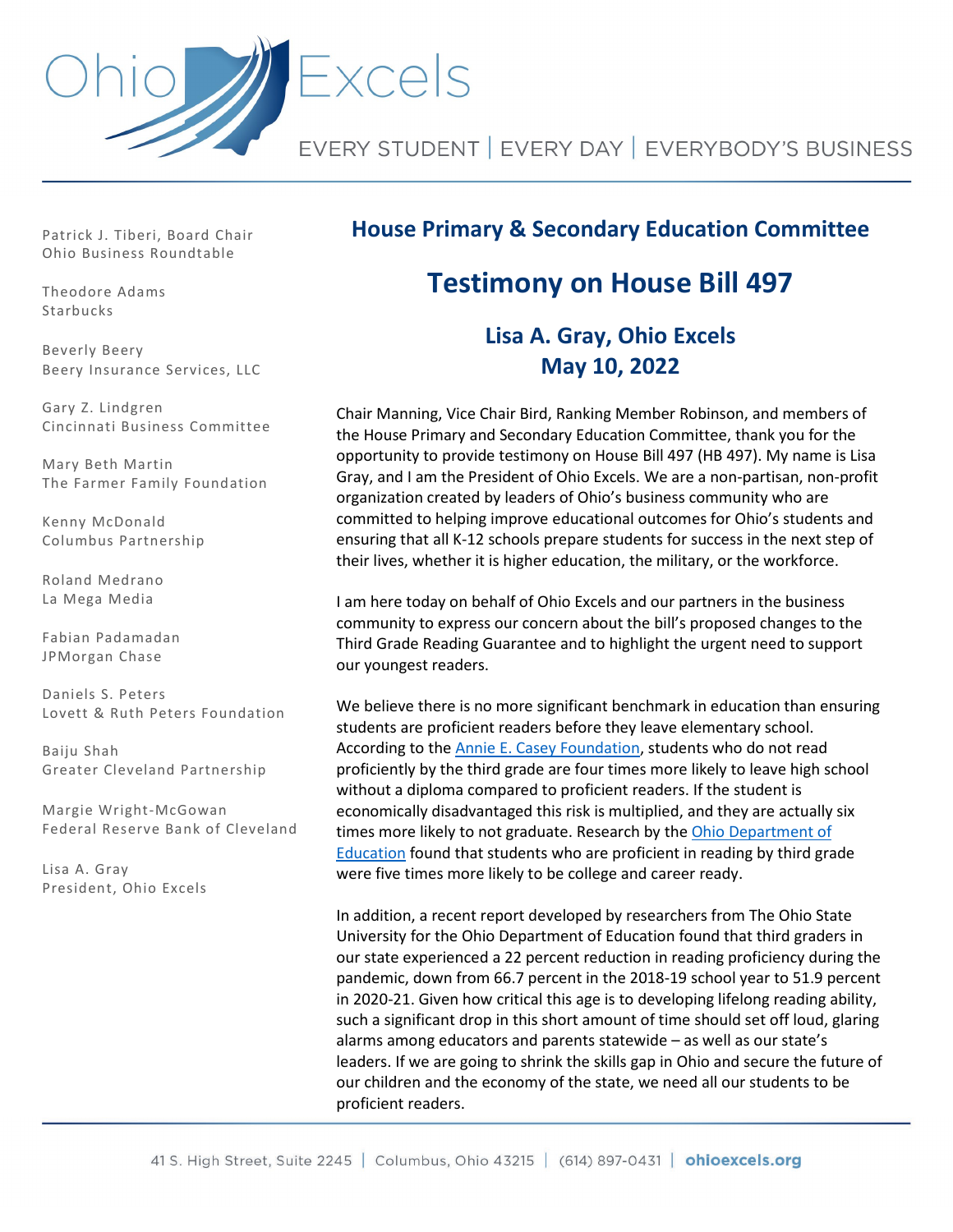# Ohio Excels

EVERY STUDENT | EVERY DAY | EVERYBODY'S BUSINESS

Patrick J. Tiberi, Board Chair
Ohio Business Roundtable

Theodore Adams
Starbucks

Beverly Beery
Beery Insurance Services, LLC

Gary Z. Lindgren
Cincinnati Business Committee

Mary Beth Martin
The Farmer Family Foundation

Kenny McDonald
Columbus Partnership

Roland Medrano
La Mega Media

Fabian Padamadan
JPMorgan Chase

Daniels S. Peters
Lovett & Ruth Peters Foundation

Baiju Shah
Greater Cleveland Partnership

Margie Wright-McGowan
Federal Reserve Bank of Cleveland

Lisa A. Gray
President, Ohio Excels

## House Primary & Secondary Education Committee

# Testimony on House Bill 497

### Lisa A. Gray, Ohio Excels
### May 10, 2022

Chair Manning, Vice Chair Bird, Ranking Member Robinson, and members of the House Primary and Secondary Education Committee, thank you for the opportunity to provide testimony on House Bill 497 (HB 497). My name is Lisa Gray, and I am the President of Ohio Excels. We are a non-partisan, non-profit organization created by leaders of Ohio's business community who are committed to helping improve educational outcomes for Ohio's students and ensuring that all K-12 schools prepare students for success in the next step of their lives, whether it is higher education, the military, or the workforce.

I am here today on behalf of Ohio Excels and our partners in the business community to express our concern about the bill's proposed changes to the Third Grade Reading Guarantee and to highlight the urgent need to support our youngest readers.

We believe there is no more significant benchmark in education than ensuring students are proficient readers before they leave elementary school. According to the Annie E. Casey Foundation, students who do not read proficiently by the third grade are four times more likely to leave high school without a diploma compared to proficient readers. If the student is economically disadvantaged this risk is multiplied, and they are actually six times more likely to not graduate. Research by the Ohio Department of Education found that students who are proficient in reading by third grade were five times more likely to be college and career ready.

In addition, a recent report developed by researchers from The Ohio State University for the Ohio Department of Education found that third graders in our state experienced a 22 percent reduction in reading proficiency during the pandemic, down from 66.7 percent in the 2018-19 school year to 51.9 percent in 2020-21. Given how critical this age is to developing lifelong reading ability, such a significant drop in this short amount of time should set off loud, glaring alarms among educators and parents statewide – as well as our state's leaders. If we are going to shrink the skills gap in Ohio and secure the future of our children and the economy of the state, we need all our students to be proficient readers.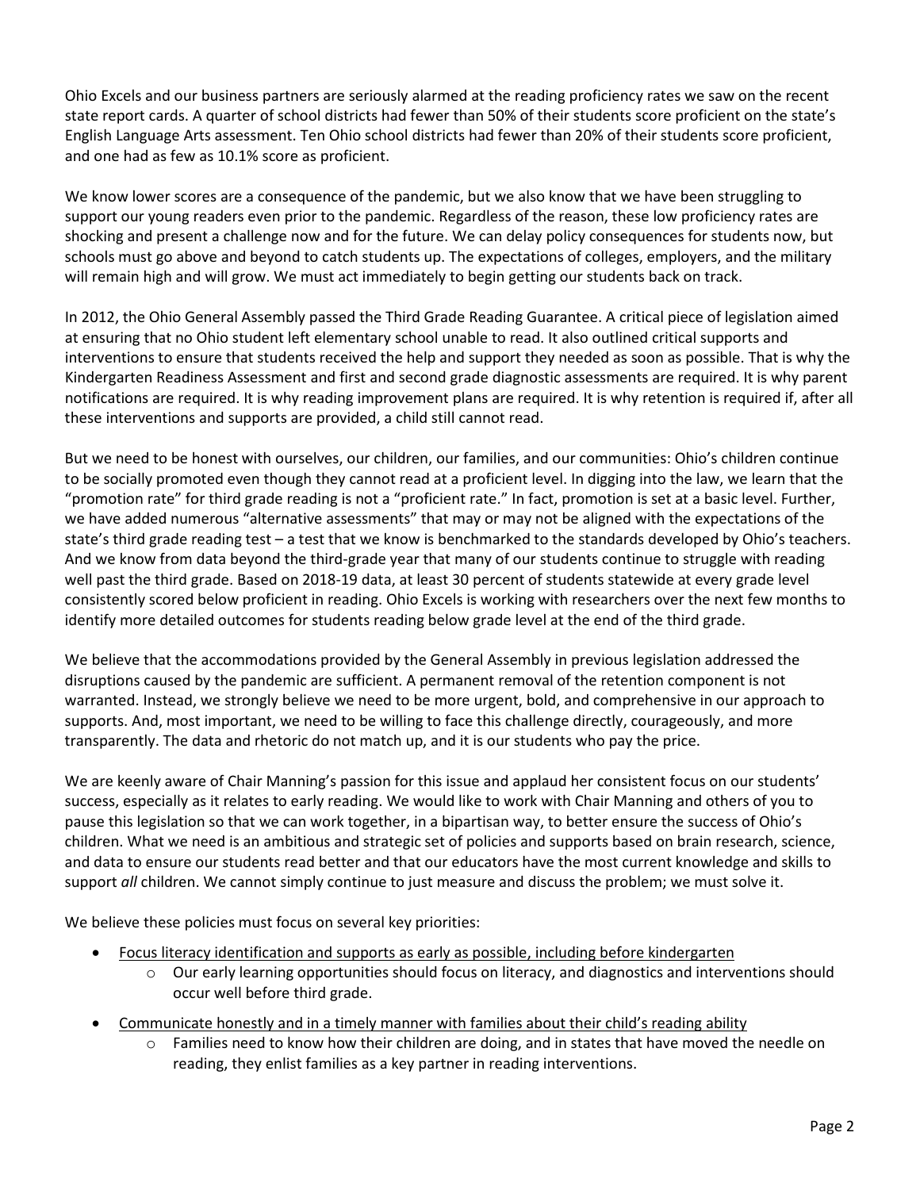Ohio Excels and our business partners are seriously alarmed at the reading proficiency rates we saw on the recent state report cards. A quarter of school districts had fewer than 50% of their students score proficient on the state's English Language Arts assessment. Ten Ohio school districts had fewer than 20% of their students score proficient, and one had as few as 10.1% score as proficient.

We know lower scores are a consequence of the pandemic, but we also know that we have been struggling to support our young readers even prior to the pandemic. Regardless of the reason, these low proficiency rates are shocking and present a challenge now and for the future. We can delay policy consequences for students now, but schools must go above and beyond to catch students up. The expectations of colleges, employers, and the military will remain high and will grow. We must act immediately to begin getting our students back on track.

In 2012, the Ohio General Assembly passed the Third Grade Reading Guarantee. A critical piece of legislation aimed at ensuring that no Ohio student left elementary school unable to read. It also outlined critical supports and interventions to ensure that students received the help and support they needed as soon as possible. That is why the Kindergarten Readiness Assessment and first and second grade diagnostic assessments are required. It is why parent notifications are required. It is why reading improvement plans are required. It is why retention is required if, after all these interventions and supports are provided, a child still cannot read.

But we need to be honest with ourselves, our children, our families, and our communities: Ohio's children continue to be socially promoted even though they cannot read at a proficient level. In digging into the law, we learn that the "promotion rate" for third grade reading is not a "proficient rate." In fact, promotion is set at a basic level. Further, we have added numerous "alternative assessments" that may or may not be aligned with the expectations of the state's third grade reading test – a test that we know is benchmarked to the standards developed by Ohio's teachers. And we know from data beyond the third-grade year that many of our students continue to struggle with reading well past the third grade. Based on 2018-19 data, at least 30 percent of students statewide at every grade level consistently scored below proficient in reading. Ohio Excels is working with researchers over the next few months to identify more detailed outcomes for students reading below grade level at the end of the third grade.

We believe that the accommodations provided by the General Assembly in previous legislation addressed the disruptions caused by the pandemic are sufficient. A permanent removal of the retention component is not warranted. Instead, we strongly believe we need to be more urgent, bold, and comprehensive in our approach to supports. And, most important, we need to be willing to face this challenge directly, courageously, and more transparently. The data and rhetoric do not match up, and it is our students who pay the price.

We are keenly aware of Chair Manning's passion for this issue and applaud her consistent focus on our students' success, especially as it relates to early reading. We would like to work with Chair Manning and others of you to pause this legislation so that we can work together, in a bipartisan way, to better ensure the success of Ohio's children. What we need is an ambitious and strategic set of policies and supports based on brain research, science, and data to ensure our students read better and that our educators have the most current knowledge and skills to support *all* children. We cannot simply continue to just measure and discuss the problem; we must solve it.

We believe these policies must focus on several key priorities:

- <u>Focus literacy identification and supports as early as possible, including before kindergarten</u>
  - Our early learning opportunities should focus on literacy, and diagnostics and interventions should occur well before third grade.
- <u>Communicate honestly and in a timely manner with families about their child's reading ability</u>
  - Families need to know how their children are doing, and in states that have moved the needle on reading, they enlist families as a key partner in reading interventions.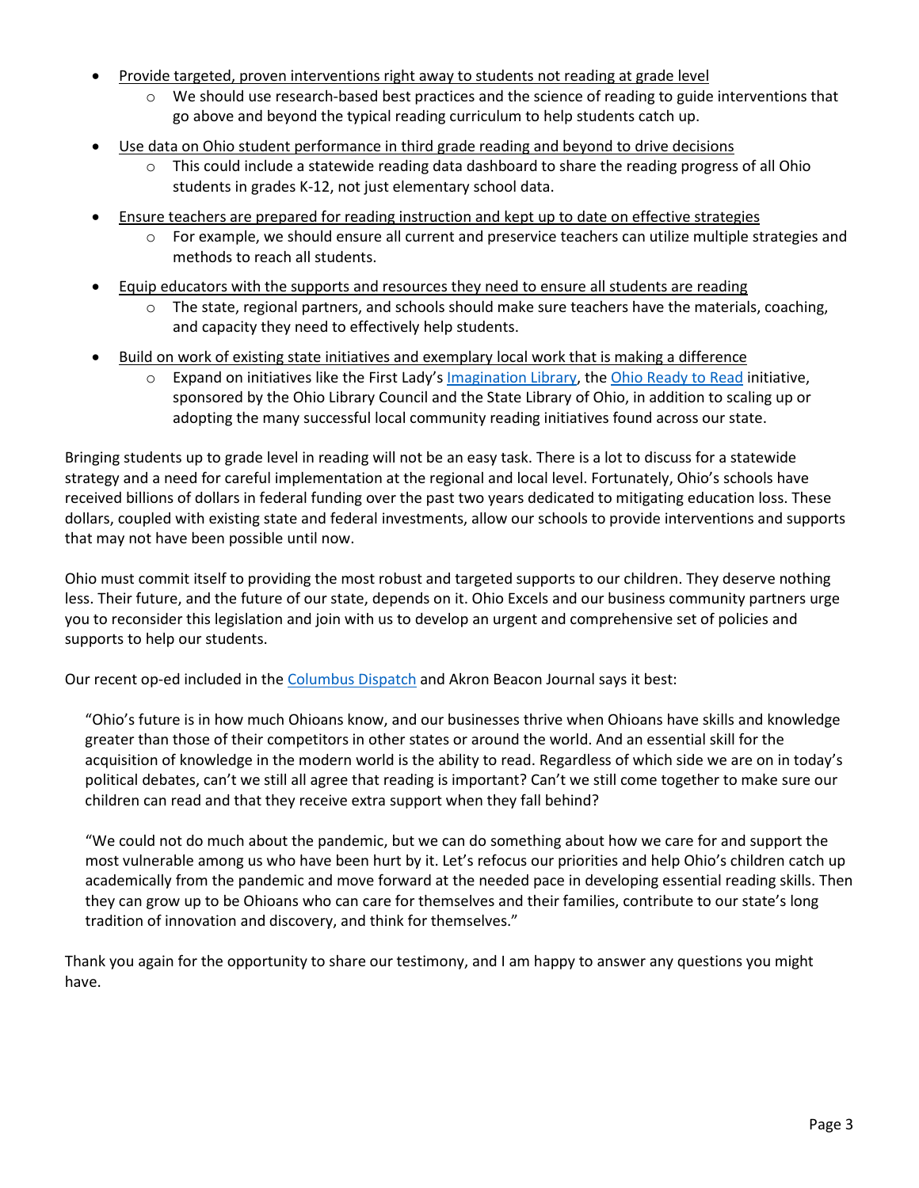- Provide targeted, proven interventions right away to students not reading at grade level
    - We should use research-based best practices and the science of reading to guide interventions that go above and beyond the typical reading curriculum to help students catch up.
- Use data on Ohio student performance in third grade reading and beyond to drive decisions
    - This could include a statewide reading data dashboard to share the reading progress of all Ohio students in grades K-12, not just elementary school data.
- Ensure teachers are prepared for reading instruction and kept up to date on effective strategies
    - For example, we should ensure all current and preservice teachers can utilize multiple strategies and methods to reach all students.
- Equip educators with the supports and resources they need to ensure all students are reading
    - The state, regional partners, and schools should make sure teachers have the materials, coaching, and capacity they need to effectively help students.
- Build on work of existing state initiatives and exemplary local work that is making a difference
    - Expand on initiatives like the First Lady's Imagination Library, the Ohio Ready to Read initiative, sponsored by the Ohio Library Council and the State Library of Ohio, in addition to scaling up or adopting the many successful local community reading initiatives found across our state.

Bringing students up to grade level in reading will not be an easy task. There is a lot to discuss for a statewide strategy and a need for careful implementation at the regional and local level. Fortunately, Ohio's schools have received billions of dollars in federal funding over the past two years dedicated to mitigating education loss. These dollars, coupled with existing state and federal investments, allow our schools to provide interventions and supports that may not have been possible until now.

Ohio must commit itself to providing the most robust and targeted supports to our children. They deserve nothing less. Their future, and the future of our state, depends on it. Ohio Excels and our business community partners urge you to reconsider this legislation and join with us to develop an urgent and comprehensive set of policies and supports to help our students.

Our recent op-ed included in the Columbus Dispatch and Akron Beacon Journal says it best:

> "Ohio's future is in how much Ohioans know, and our businesses thrive when Ohioans have skills and knowledge greater than those of their competitors in other states or around the world. And an essential skill for the acquisition of knowledge in the modern world is the ability to read. Regardless of which side we are on in today's political debates, can't we still all agree that reading is important? Can't we still come together to make sure our children can read and that they receive extra support when they fall behind?
>
> "We could not do much about the pandemic, but we can do something about how we care for and support the most vulnerable among us who have been hurt by it. Let's refocus our priorities and help Ohio's children catch up academically from the pandemic and move forward at the needed pace in developing essential reading skills. Then they can grow up to be Ohioans who can care for themselves and their families, contribute to our state's long tradition of innovation and discovery, and think for themselves."

Thank you again for the opportunity to share our testimony, and I am happy to answer any questions you might have.